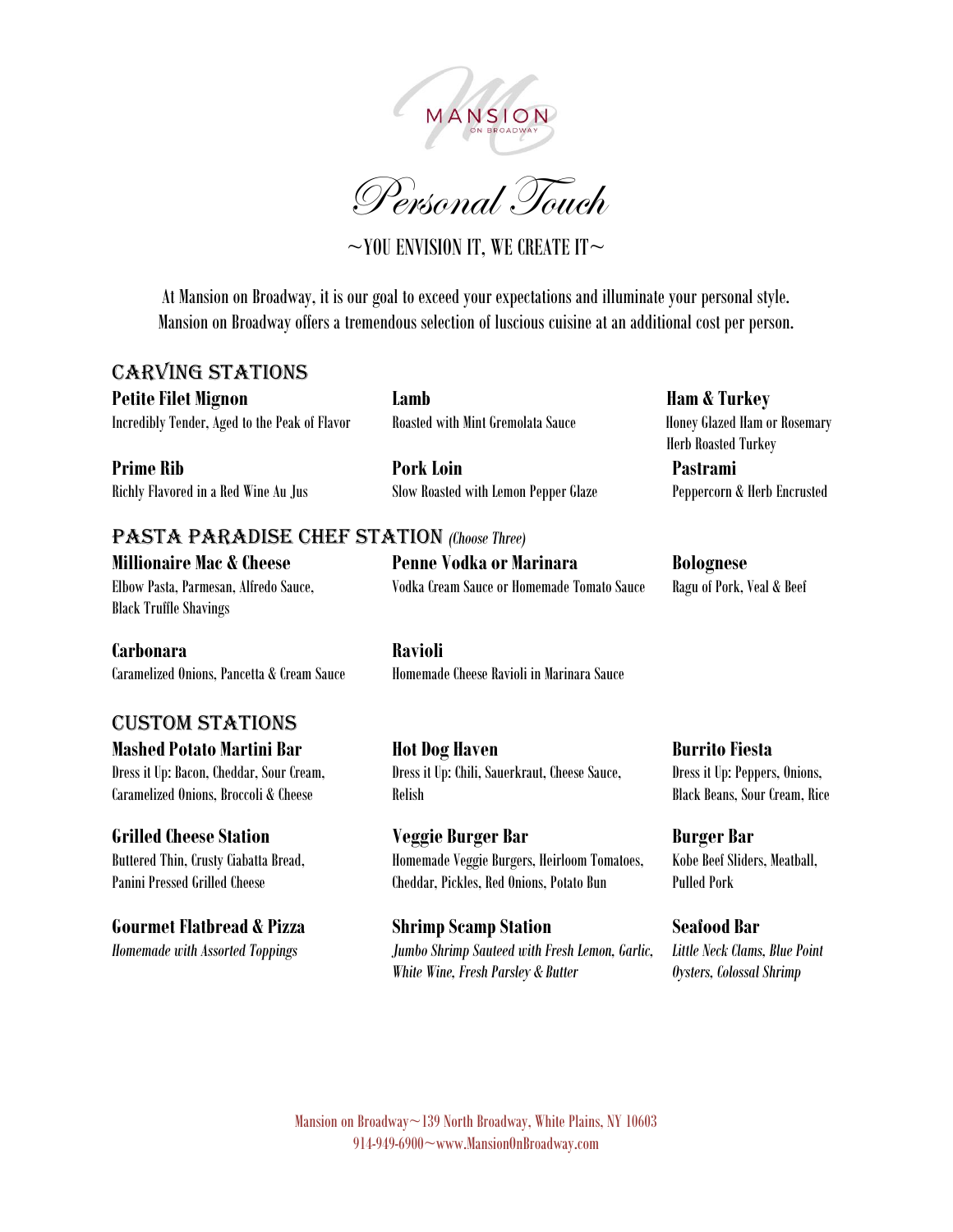MANSION ON BROADWAY

# Personal Touch

~YOU ENVISION IT, WE CREATE IT~

At Mansion on Broadway, it is our goal to exceed your expectations and illuminate your personal style. Mansion on Broadway offers a tremendous selection of luscious cuisine at an additional cost per person.

## CARVING STATIONS

**Petite Filet Mignon**
Incredibly Tender, Aged to the Peak of Flavor

**Lamb**
Roasted with Mint Gremolata Sauce

**Ham & Turkey**
Honey Glazed Ham or Rosemary Herb Roasted Turkey

**Prime Rib**
Richly Flavored in a Red Wine Au Jus

**Pork Loin**
Slow Roasted with Lemon Pepper Glaze

**Pastrami**
Peppercorn & Herb Encrusted

## PASTA PARADISE CHEF STATION *(Choose Three)*

**Millionaire Mac & Cheese**
Elbow Pasta, Parmesan, Alfredo Sauce, Black Truffle Shavings

**Penne Vodka or Marinara**
Vodka Cream Sauce or Homemade Tomato Sauce

**Bolognese**
Ragu of Pork, Veal & Beef

**Carbonara**
Caramelized Onions, Pancetta & Cream Sauce

**Ravioli**
Homemade Cheese Ravioli in Marinara Sauce

## CUSTOM STATIONS

**Mashed Potato Martini Bar**
Dress it Up: Bacon, Cheddar, Sour Cream, Caramelized Onions, Broccoli & Cheese

**Hot Dog Haven**
Dress it Up: Chili, Sauerkraut, Cheese Sauce, Relish

**Burrito Fiesta**
Dress it Up: Peppers, Onions, Black Beans, Sour Cream, Rice

**Grilled Cheese Station**
Buttered Thin, Crusty Ciabatta Bread, Panini Pressed Grilled Cheese

**Veggie Burger Bar**
Homemade Veggie Burgers, Heirloom Tomatoes, Cheddar, Pickles, Red Onions, Potato Bun

**Burger Bar**
Kobe Beef Sliders, Meatball, Pulled Pork

**Gourmet Flatbread & Pizza**
*Homemade with Assorted Toppings*

**Shrimp Scamp Station**
*Jumbo Shrimp Sauteed with Fresh Lemon, Garlic, White Wine, Fresh Parsley & Butter*

**Seafood Bar**
*Little Neck Clams, Blue Point Oysters, Colossal Shrimp*

Mansion on Broadway~139 North Broadway, White Plains, NY 10603
914-949-6900~www.MansionOnBroadway.com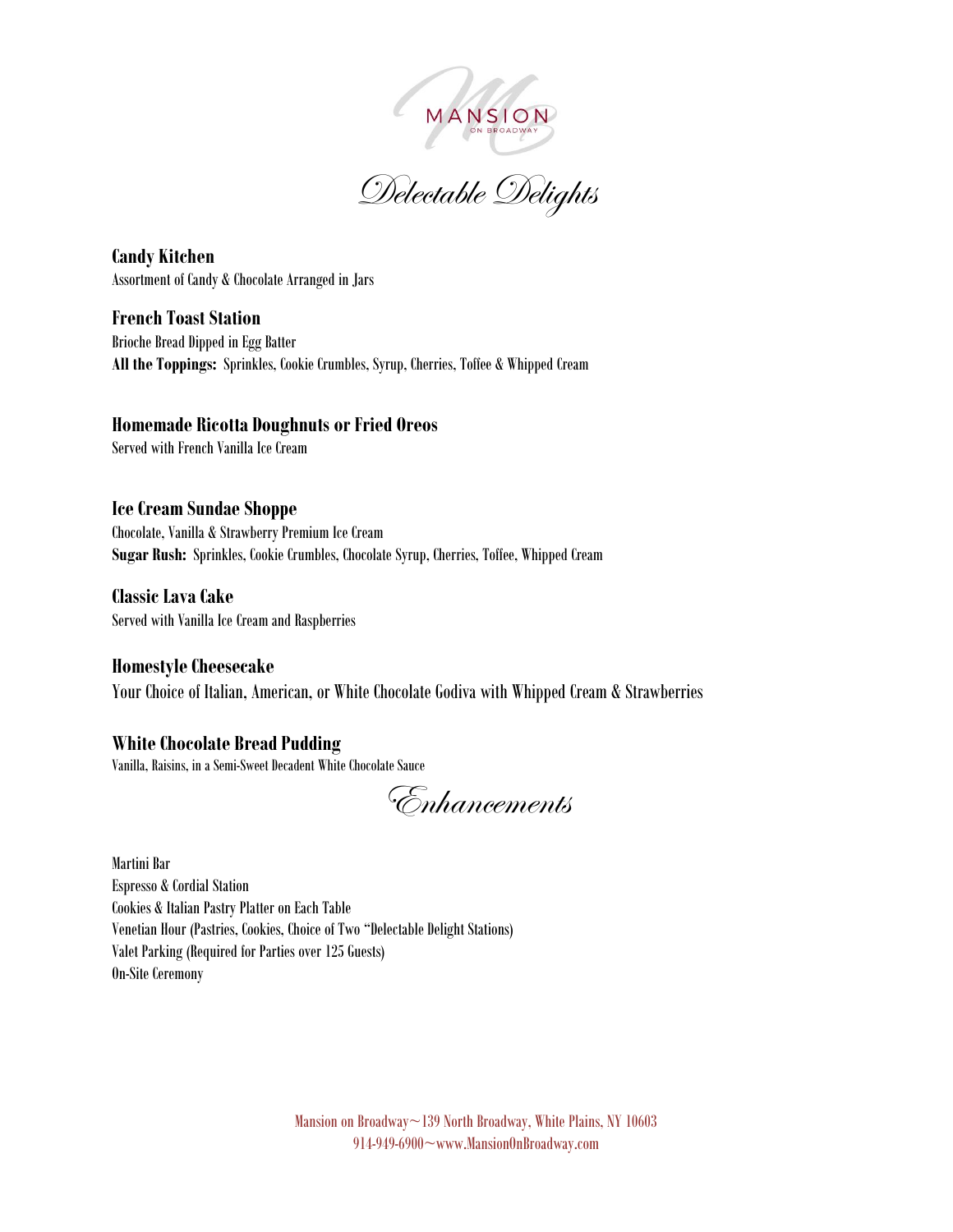MANSION ON BROADWAY

# Delectable Delights

### Candy Kitchen
Assortment of Candy & Chocolate Arranged in Jars

### French Toast Station
Brioche Bread Dipped in Egg Batter
**All the Toppings:** Sprinkles, Cookie Crumbles, Syrup, Cherries, Toffee & Whipped Cream

### Homemade Ricotta Doughnuts or Fried Oreos
Served with French Vanilla Ice Cream

### Ice Cream Sundae Shoppe
Chocolate, Vanilla & Strawberry Premium Ice Cream
**Sugar Rush:** Sprinkles, Cookie Crumbles, Chocolate Syrup, Cherries, Toffee, Whipped Cream

### Classic Lava Cake
Served with Vanilla Ice Cream and Raspberries

### Homestyle Cheesecake
Your Choice of Italian, American, or White Chocolate Godiva with Whipped Cream & Strawberries

### White Chocolate Bread Pudding
Vanilla, Raisins, in a Semi-Sweet Decadent White Chocolate Sauce

# Enhancements

Martini Bar
Espresso & Cordial Station
Cookies & Italian Pastry Platter on Each Table
Venetian Hour (Pastries, Cookies, Choice of Two "Delectable Delight Stations)
Valet Parking (Required for Parties over 125 Guests)
On-Site Ceremony

Mansion on Broadway~139 North Broadway, White Plains, NY 10603
914-949-6900~www.MansionOnBroadway.com